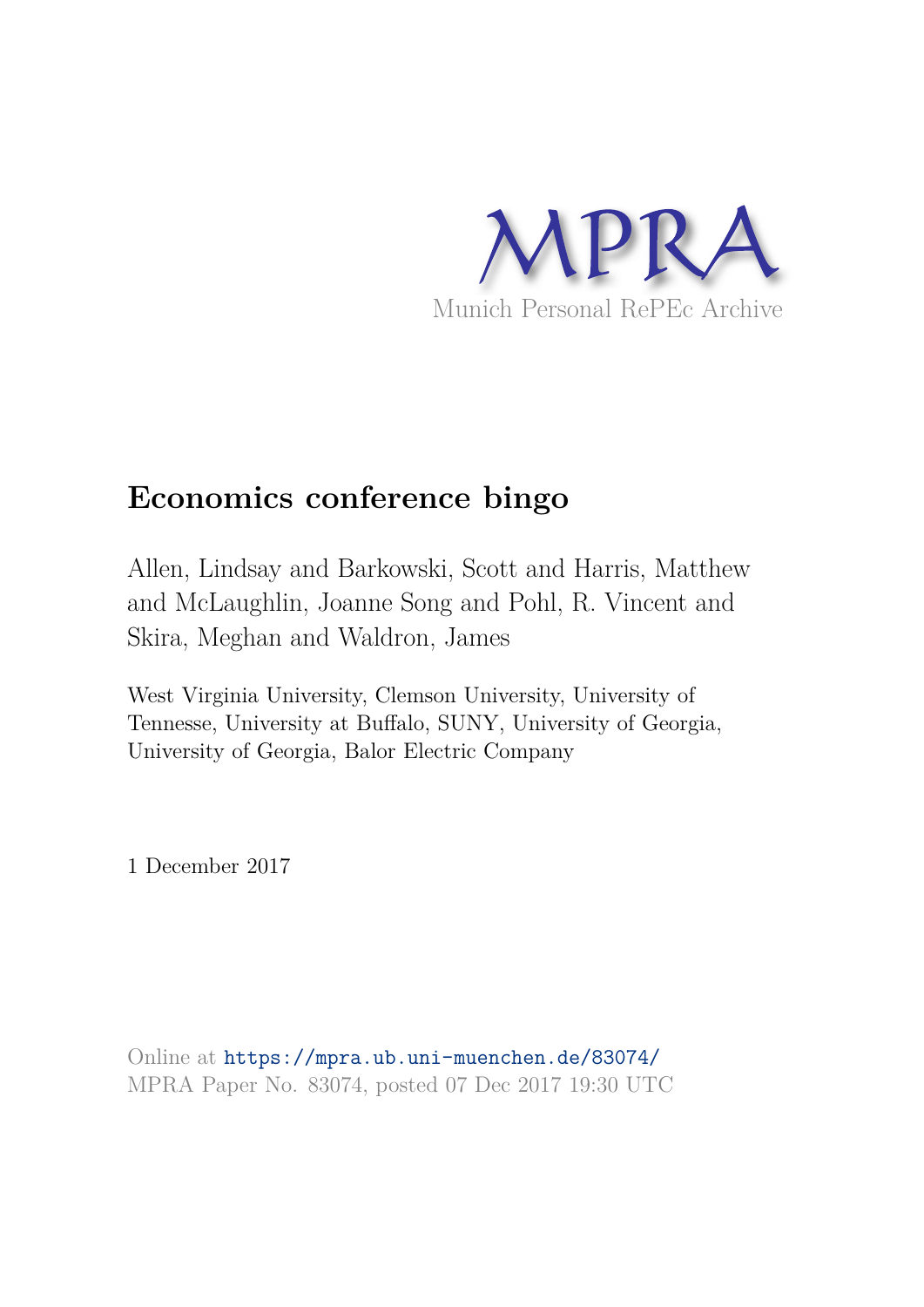MPRA

Munich Personal RePEc Archive

# Economics conference bingo

Allen, Lindsay and Barkowski, Scott and Harris, Matthew and McLaughlin, Joanne Song and Pohl, R. Vincent and Skira, Meghan and Waldron, James

West Virginia University, Clemson University, University of Tennesse, University at Buffalo, SUNY, University of Georgia, University of Georgia, Balor Electric Company

1 December 2017

Online at https://mpra.ub.uni-muenchen.de/83074/
MPRA Paper No. 83074, posted 07 Dec 2017 19:30 UTC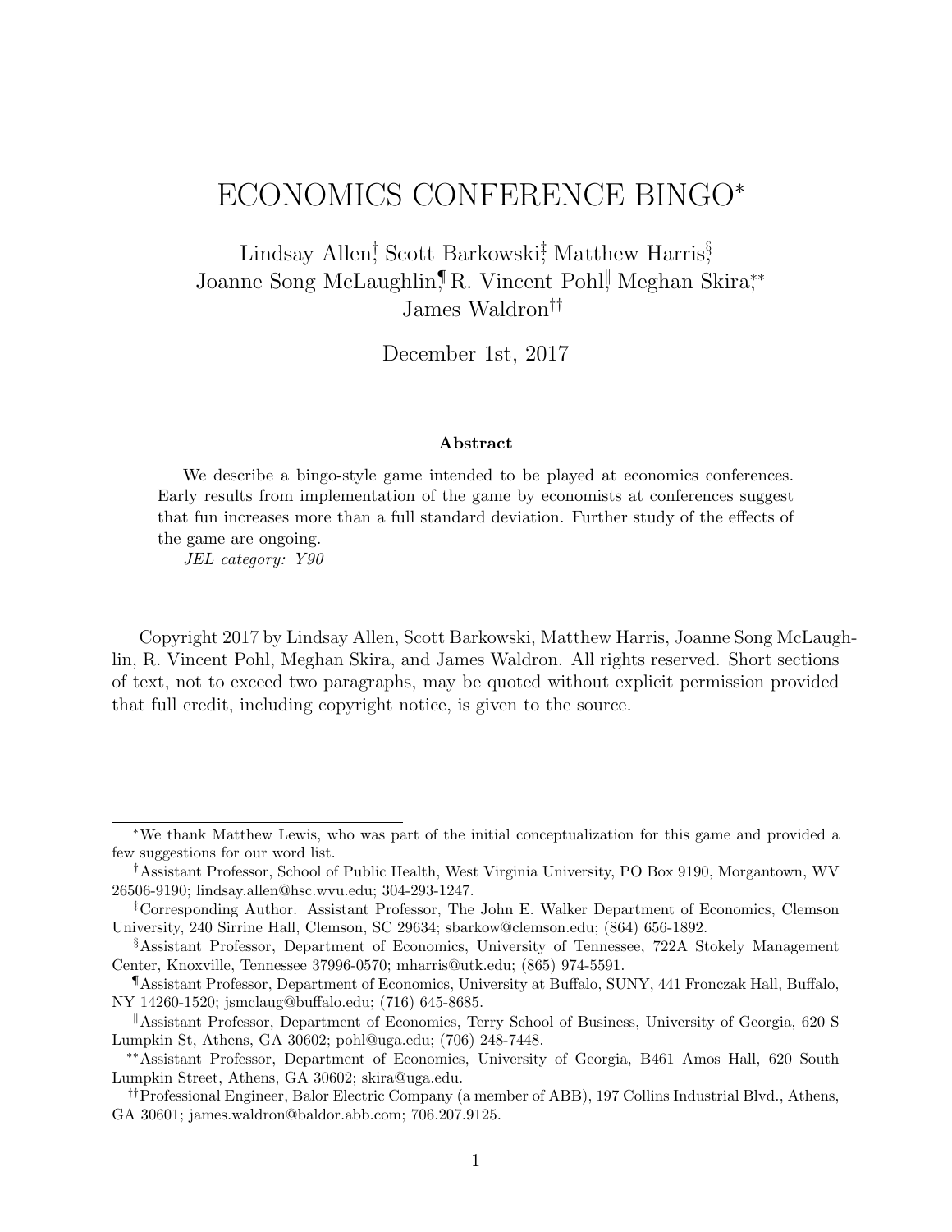# ECONOMICS CONFERENCE BINGO*

Lindsay Allen[†], Scott Barkowski[‡], Matthew Harris[§], Joanne Song McLaughlin[¶], R. Vincent Pohl[‖], Meghan Skira[**], James Waldron[††]

December 1st, 2017

### Abstract

We describe a bingo-style game intended to be played at economics conferences. Early results from implementation of the game by economists at conferences suggest that fun increases more than a full standard deviation. Further study of the effects of the game are ongoing.

*JEL category: Y90*

Copyright 2017 by Lindsay Allen, Scott Barkowski, Matthew Harris, Joanne Song McLaughlin, R. Vincent Pohl, Meghan Skira, and James Waldron. All rights reserved. Short sections of text, not to exceed two paragraphs, may be quoted without explicit permission provided that full credit, including copyright notice, is given to the source.

---

*We thank Matthew Lewis, who was part of the initial conceptualization for this game and provided a few suggestions for our word list.

[†]Assistant Professor, School of Public Health, West Virginia University, PO Box 9190, Morgantown, WV 26506-9190; lindsay.allen@hsc.wvu.edu; 304-293-1247.

[‡]Corresponding Author. Assistant Professor, The John E. Walker Department of Economics, Clemson University, 240 Sirrine Hall, Clemson, SC 29634; sbarkow@clemson.edu; (864) 656-1892.

[§]Assistant Professor, Department of Economics, University of Tennessee, 722A Stokely Management Center, Knoxville, Tennessee 37996-0570; mharris@utk.edu; (865) 974-5591.

[¶]Assistant Professor, Department of Economics, University at Buffalo, SUNY, 441 Fronczak Hall, Buffalo, NY 14260-1520; jsmclaug@buffalo.edu; (716) 645-8685.

[‖]Assistant Professor, Department of Economics, Terry School of Business, University of Georgia, 620 S Lumpkin St, Athens, GA 30602; pohl@uga.edu; (706) 248-7448.

[**]Assistant Professor, Department of Economics, University of Georgia, B461 Amos Hall, 620 South Lumpkin Street, Athens, GA 30602; skira@uga.edu.

[††]Professional Engineer, Balor Electric Company (a member of ABB), 197 Collins Industrial Blvd., Athens, GA 30601; james.waldron@baldor.abb.com; 706.207.9125.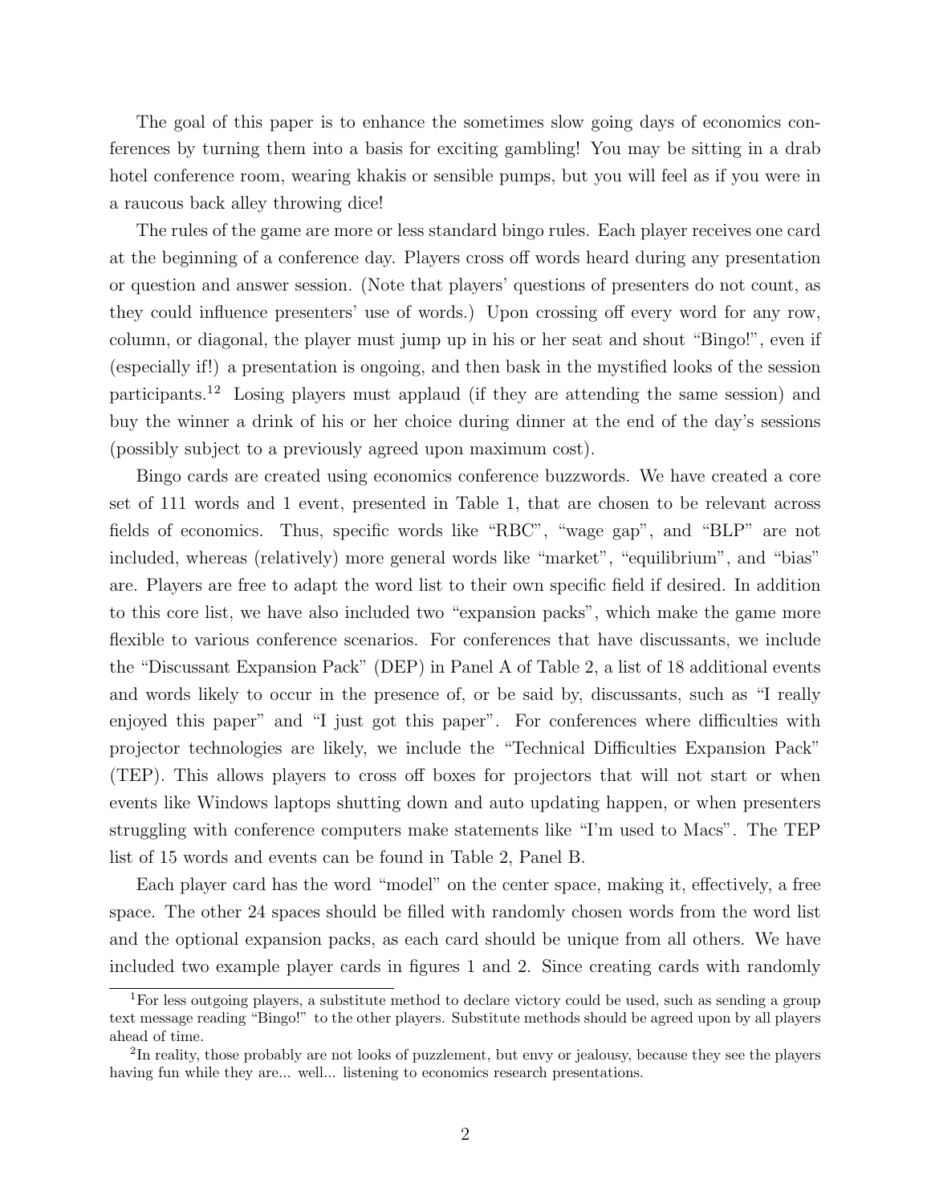The goal of this paper is to enhance the sometimes slow going days of economics conferences by turning them into a basis for exciting gambling! You may be sitting in a drab hotel conference room, wearing khakis or sensible pumps, but you will feel as if you were in a raucous back alley throwing dice!

The rules of the game are more or less standard bingo rules. Each player receives one card at the beginning of a conference day. Players cross off words heard during any presentation or question and answer session. (Note that players' questions of presenters do not count, as they could influence presenters' use of words.) Upon crossing off every word for any row, column, or diagonal, the player must jump up in his or her seat and shout "Bingo!", even if (especially if!) a presentation is ongoing, and then bask in the mystified looks of the session participants.[1][2] Losing players must applaud (if they are attending the same session) and buy the winner a drink of his or her choice during dinner at the end of the day's sessions (possibly subject to a previously agreed upon maximum cost).

Bingo cards are created using economics conference buzzwords. We have created a core set of 111 words and 1 event, presented in Table 1, that are chosen to be relevant across fields of economics. Thus, specific words like "RBC", "wage gap", and "BLP" are not included, whereas (relatively) more general words like "market", "equilibrium", and "bias" are. Players are free to adapt the word list to their own specific field if desired. In addition to this core list, we have also included two "expansion packs", which make the game more flexible to various conference scenarios. For conferences that have discussants, we include the "Discussant Expansion Pack" (DEP) in Panel A of Table 2, a list of 18 additional events and words likely to occur in the presence of, or be said by, discussants, such as "I really enjoyed this paper" and "I just got this paper". For conferences where difficulties with projector technologies are likely, we include the "Technical Difficulties Expansion Pack" (TEP). This allows players to cross off boxes for projectors that will not start or when events like Windows laptops shutting down and auto updating happen, or when presenters struggling with conference computers make statements like "I'm used to Macs". The TEP list of 15 words and events can be found in Table 2, Panel B.

Each player card has the word "model" on the center space, making it, effectively, a free space. The other 24 spaces should be filled with randomly chosen words from the word list and the optional expansion packs, as each card should be unique from all others. We have included two example player cards in figures 1 and 2. Since creating cards with randomly

[1] For less outgoing players, a substitute method to declare victory could be used, such as sending a group text message reading "Bingo!" to the other players. Substitute methods should be agreed upon by all players ahead of time.

[2] In reality, those probably are not looks of puzzlement, but envy or jealousy, because they see the players having fun while they are... well... listening to economics research presentations.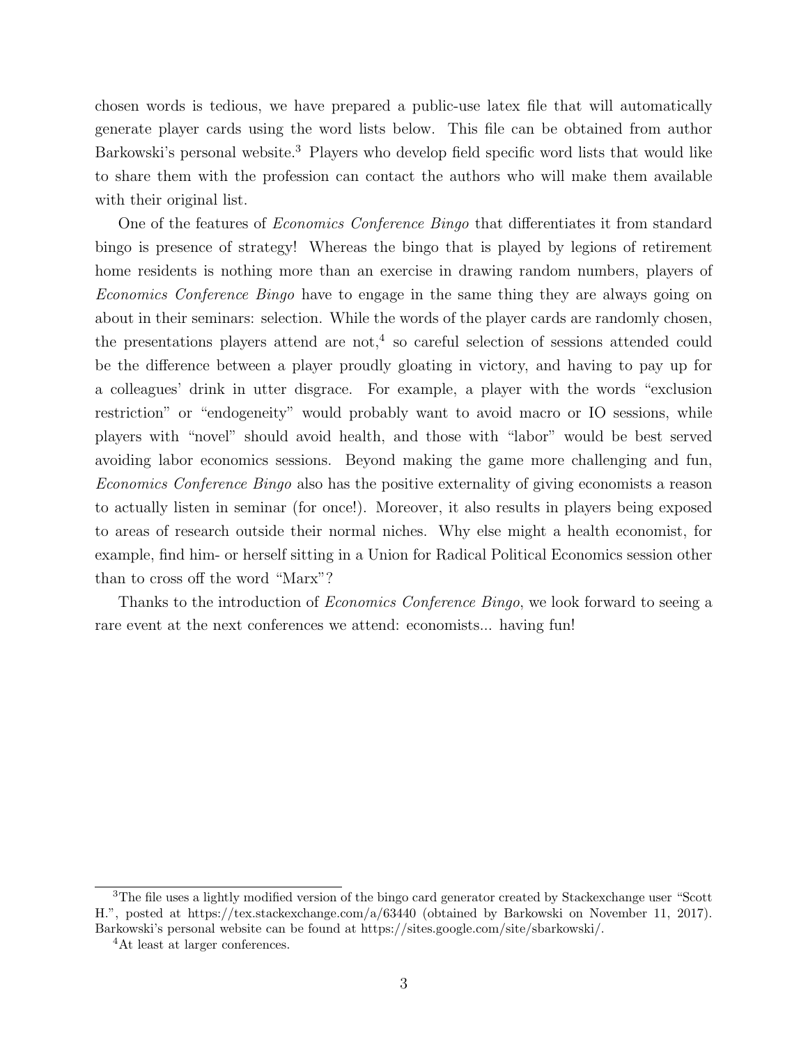chosen words is tedious, we have prepared a public-use latex file that will automatically generate player cards using the word lists below. This file can be obtained from author Barkowski's personal website.[3] Players who develop field specific word lists that would like to share them with the profession can contact the authors who will make them available with their original list.

One of the features of *Economics Conference Bingo* that differentiates it from standard bingo is presence of strategy! Whereas the bingo that is played by legions of retirement home residents is nothing more than an exercise in drawing random numbers, players of *Economics Conference Bingo* have to engage in the same thing they are always going on about in their seminars: selection. While the words of the player cards are randomly chosen, the presentations players attend are not,[4] so careful selection of sessions attended could be the difference between a player proudly gloating in victory, and having to pay up for a colleagues' drink in utter disgrace. For example, a player with the words "exclusion restriction" or "endogeneity" would probably want to avoid macro or IO sessions, while players with "novel" should avoid health, and those with "labor" would be best served avoiding labor economics sessions. Beyond making the game more challenging and fun, *Economics Conference Bingo* also has the positive externality of giving economists a reason to actually listen in seminar (for once!). Moreover, it also results in players being exposed to areas of research outside their normal niches. Why else might a health economist, for example, find him- or herself sitting in a Union for Radical Political Economics session other than to cross off the word "Marx"?

Thanks to the introduction of *Economics Conference Bingo*, we look forward to seeing a rare event at the next conferences we attend: economists... having fun!

---

[3] The file uses a lightly modified version of the bingo card generator created by Stackexchange user "Scott H.", posted at https://tex.stackexchange.com/a/63440 (obtained by Barkowski on November 11, 2017). Barkowski's personal website can be found at https://sites.google.com/site/sbarkowski/.

[4] At least at larger conferences.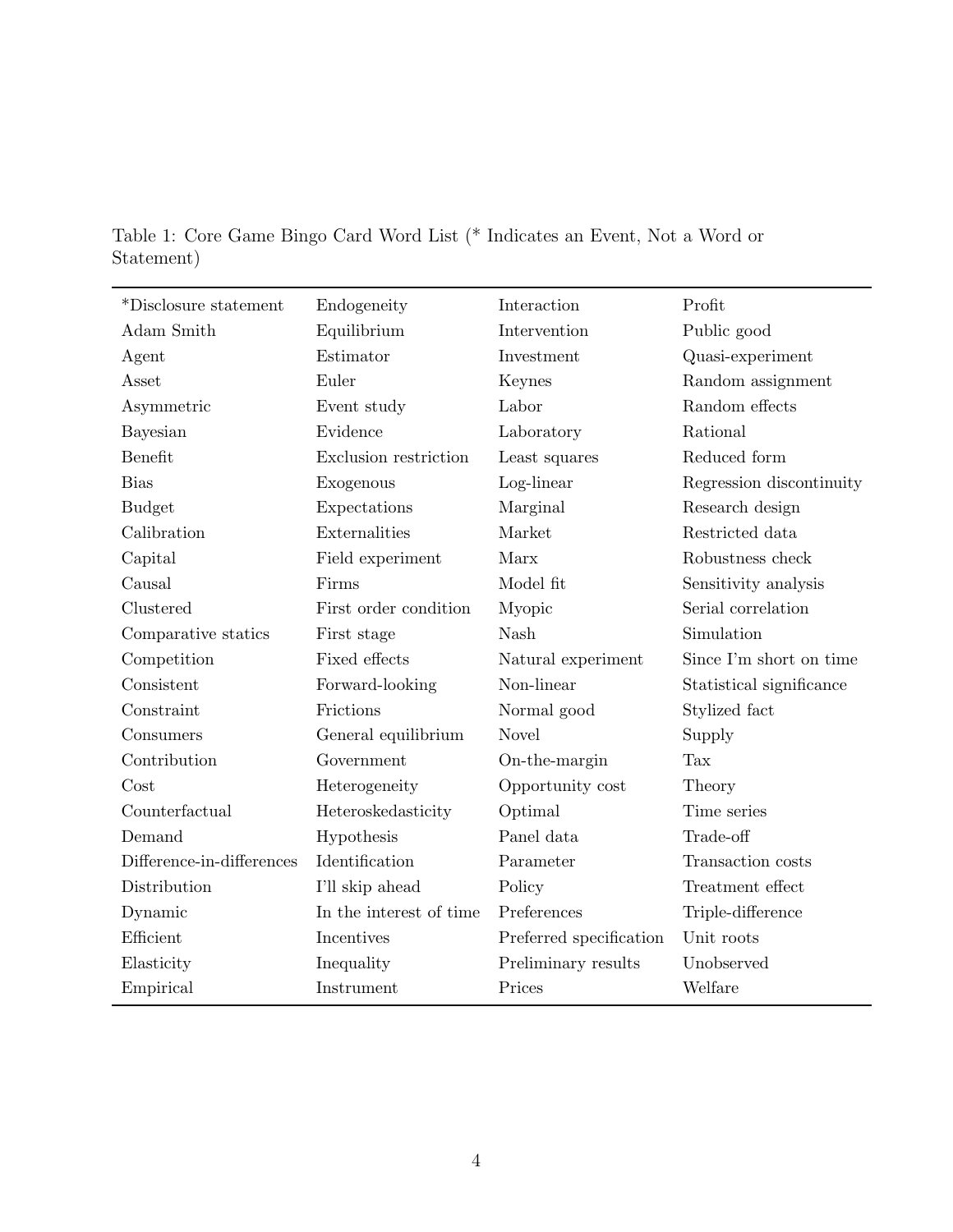Table 1: Core Game Bingo Card Word List (* Indicates an Event, Not a Word or Statement)

| | | | |
|---|---|---|---|
| *Disclosure statement | Endogeneity | Interaction | Profit |
| Adam Smith | Equilibrium | Intervention | Public good |
| Agent | Estimator | Investment | Quasi-experiment |
| Asset | Euler | Keynes | Random assignment |
| Asymmetric | Event study | Labor | Random effects |
| Bayesian | Evidence | Laboratory | Rational |
| Benefit | Exclusion restriction | Least squares | Reduced form |
| Bias | Exogenous | Log-linear | Regression discontinuity |
| Budget | Expectations | Marginal | Research design |
| Calibration | Externalities | Market | Restricted data |
| Capital | Field experiment | Marx | Robustness check |
| Causal | Firms | Model fit | Sensitivity analysis |
| Clustered | First order condition | Myopic | Serial correlation |
| Comparative statics | First stage | Nash | Simulation |
| Competition | Fixed effects | Natural experiment | Since I'm short on time |
| Consistent | Forward-looking | Non-linear | Statistical significance |
| Constraint | Frictions | Normal good | Stylized fact |
| Consumers | General equilibrium | Novel | Supply |
| Contribution | Government | On-the-margin | Tax |
| Cost | Heterogeneity | Opportunity cost | Theory |
| Counterfactual | Heteroskedasticity | Optimal | Time series |
| Demand | Hypothesis | Panel data | Trade-off |
| Difference-in-differences | Identification | Parameter | Transaction costs |
| Distribution | I'll skip ahead | Policy | Treatment effect |
| Dynamic | In the interest of time | Preferences | Triple-difference |
| Efficient | Incentives | Preferred specification | Unit roots |
| Elasticity | Inequality | Preliminary results | Unobserved |
| Empirical | Instrument | Prices | Welfare |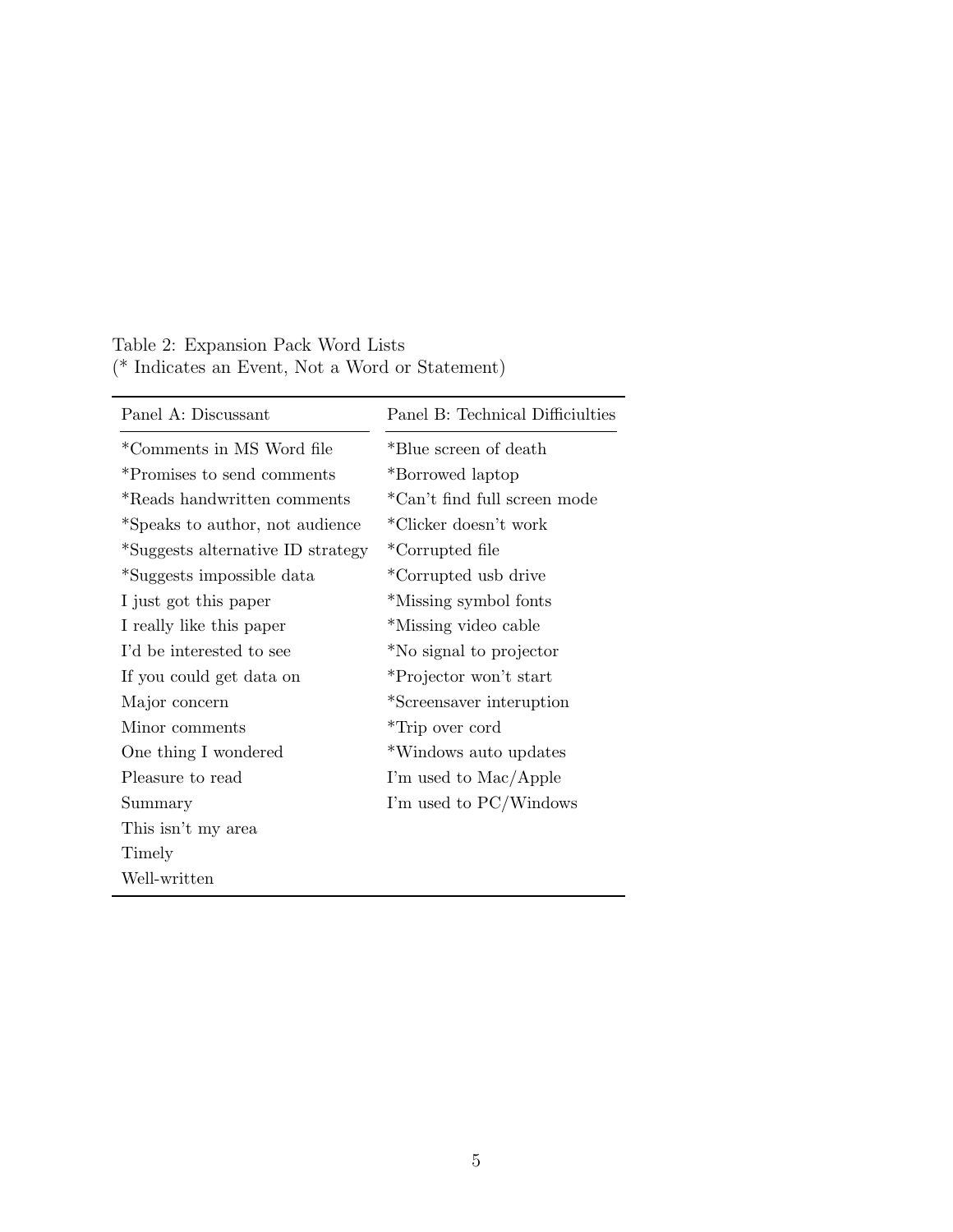Table 2: Expansion Pack Word Lists
(* Indicates an Event, Not a Word or Statement)

| Panel A: Discussant | Panel B: Technical Difficiulties |
|---|---|
| *Comments in MS Word file | *Blue screen of death |
| *Promises to send comments | *Borrowed laptop |
| *Reads handwritten comments | *Can't find full screen mode |
| *Speaks to author, not audience | *Clicker doesn't work |
| *Suggests alternative ID strategy | *Corrupted file |
| *Suggests impossible data | *Corrupted usb drive |
| I just got this paper | *Missing symbol fonts |
| I really like this paper | *Missing video cable |
| I'd be interested to see | *No signal to projector |
| If you could get data on | *Projector won't start |
| Major concern | *Screensaver interuption |
| Minor comments | *Trip over cord |
| One thing I wondered | *Windows auto updates |
| Pleasure to read | I'm used to Mac/Apple |
| Summary | I'm used to PC/Windows |
| This isn't my area | |
| Timely | |
| Well-written | |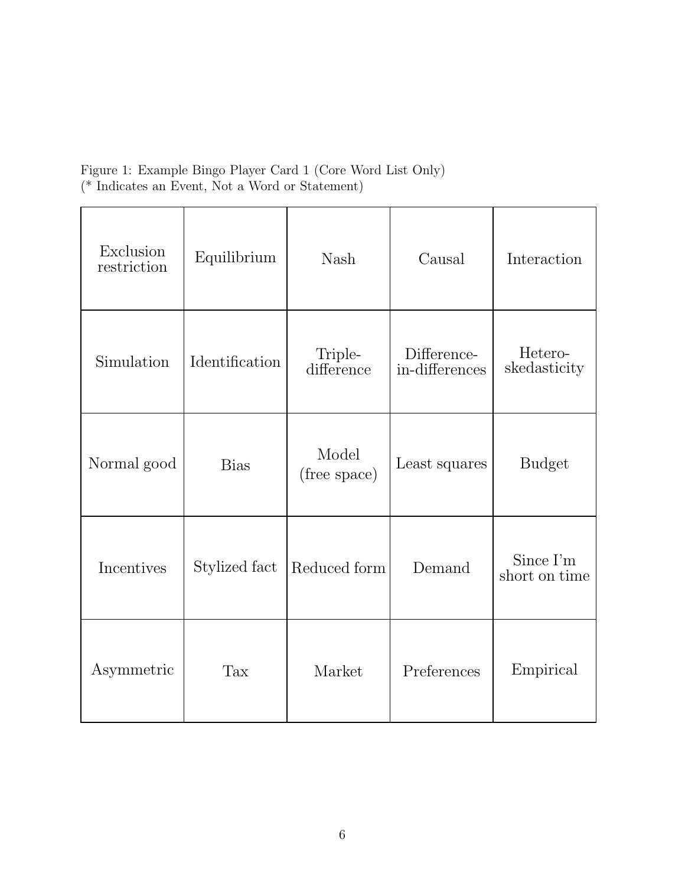Figure 1: Example Bingo Player Card 1 (Core Word List Only)
(* Indicates an Event, Not a Word or Statement)

| | | | | |
|---|---|---|---|---|
| Exclusion restriction | Equilibrium | Nash | Causal | Interaction |
| Simulation | Identification | Triple-difference | Difference-in-differences | Hetero-skedasticity |
| Normal good | Bias | Model (free space) | Least squares | Budget |
| Incentives | Stylized fact | Reduced form | Demand | Since I'm short on time |
| Asymmetric | Tax | Market | Preferences | Empirical |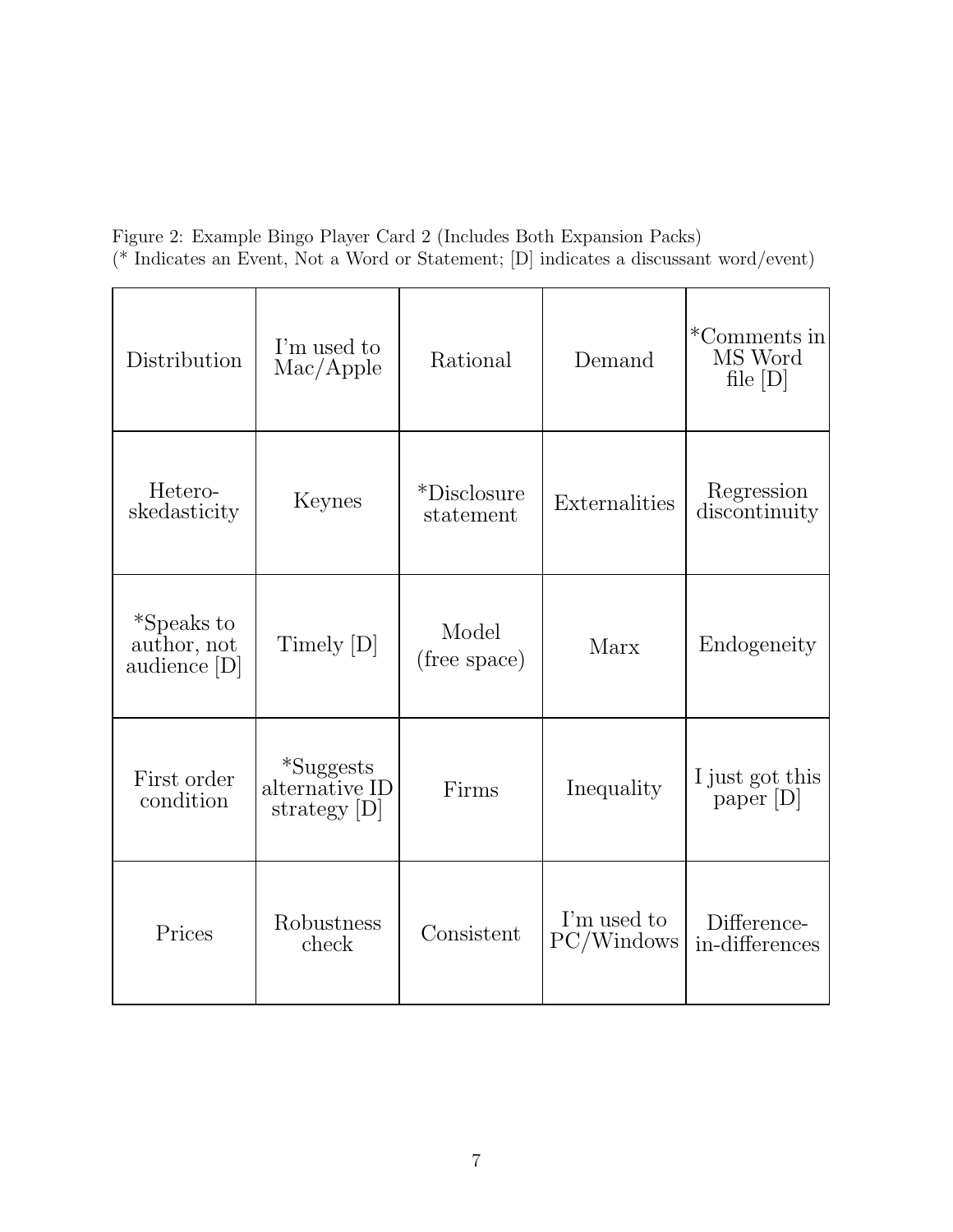Figure 2: Example Bingo Player Card 2 (Includes Both Expansion Packs)
(* Indicates an Event, Not a Word or Statement; [D] indicates a discussant word/event)

| | | | | |
|---|---|---|---|---|
| Distribution | I'm used to Mac/Apple | Rational | Demand | *Comments in MS Word file [D] |
| Hetero-skedasticity | Keynes | *Disclosure statement | Externalities | Regression discontinuity |
| *Speaks to author, not audience [D] | Timely [D] | Model (free space) | Marx | Endogeneity |
| First order condition | *Suggests alternative ID strategy [D] | Firms | Inequality | I just got this paper [D] |
| Prices | Robustness check | Consistent | I'm used to PC/Windows | Difference-in-differences |